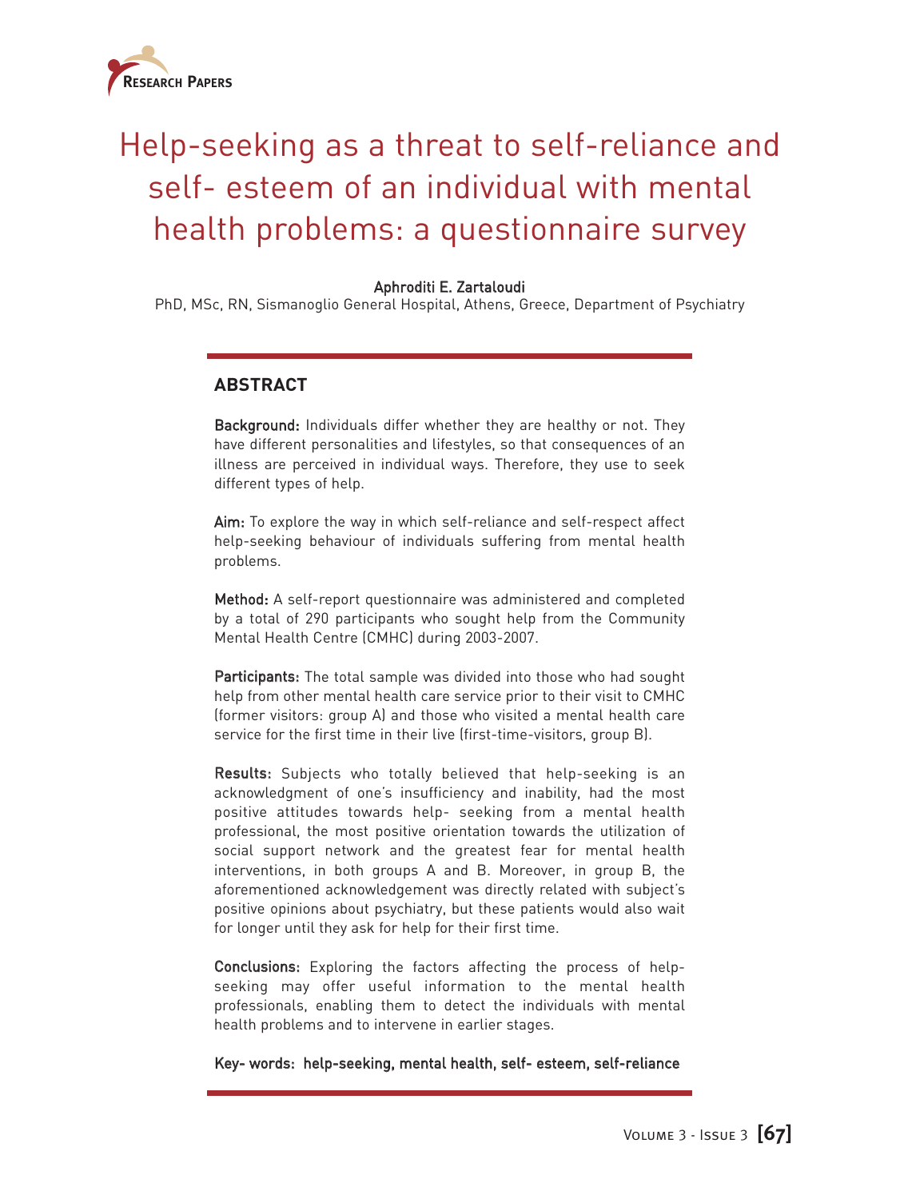# Help-seeking as a threat to self-reliance and self- esteem of an individual with mental health problems: a questionnaire survey

**Aphroditi E. Zartaloudi**

PhD, MSc, RN, Sismanoglio General Hospital, Athens, Greece, Department of Psychiatry

## ABSTRACT

**Background:** Individuals differ whether they are healthy or not. They have different personalities and lifestyles, so that consequences of an illness are perceived in individual ways. Therefore, they use to seek different types of help.

**Aim:** To explore the way in which self-reliance and self-respect affect help-seeking behaviour of individuals suffering from mental health problems.

**Method:** A self-report questionnaire was administered and completed by a total of 290 participants who sought help from the Community Mental Health Centre (CMHC) during 2003-2007.

**Participants:** The total sample was divided into those who had sought help from other mental health care service prior to their visit to CMHC (former visitors: group A) and those who visited a mental health care service for the first time in their live (first-time-visitors, group B).

**Results:** Subjects who totally believed that help-seeking is an acknowledgment of one's insufficiency and inability, had the most positive attitudes towards help- seeking from a mental health professional, the most positive orientation towards the utilization of social support network and the greatest fear for mental health interventions, in both groups A and B. Moreover, in group B, the aforementioned acknowledgement was directly related with subject's positive opinions about psychiatry, but these patients would also wait for longer until they ask for help for their first time.

**Conclusions:** Exploring the factors affecting the process of help-seeking may offer useful information to the mental health professionals, enabling them to detect the individuals with mental health problems and to intervene in earlier stages.

**Key- words: help-seeking, mental health, self- esteem, self-reliance**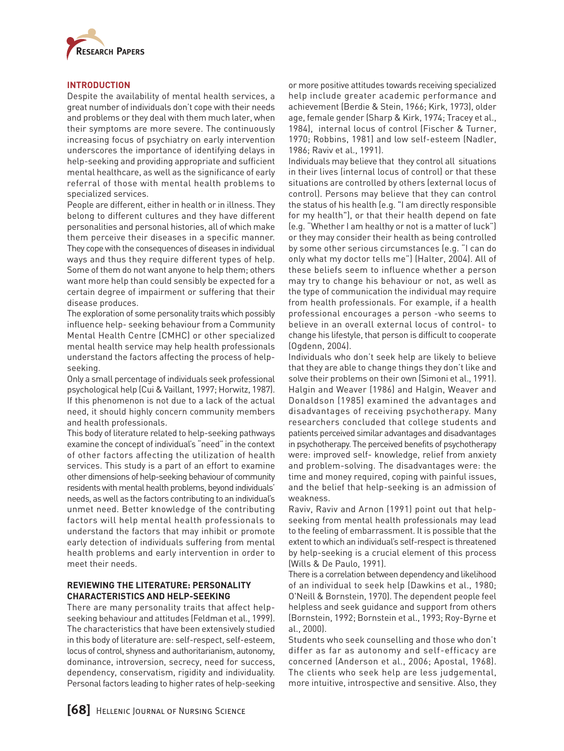## INTRODUCTION

Despite the availability of mental health services, a great number of individuals don't cope with their needs and problems or they deal with them much later, when their symptoms are more severe. The continuously increasing focus of psychiatry on early intervention underscores the importance of identifying delays in help-seeking and providing appropriate and sufficient mental healthcare, as well as the significance of early referral of those with mental health problems to specialized services.

People are different, either in health or in illness. They belong to different cultures and they have different personalities and personal histories, all of which make them perceive their diseases in a specific manner. They cope with the consequences of diseases in individual ways and thus they require different types of help. Some of them do not want anyone to help them; others want more help than could sensibly be expected for a certain degree of impairment or suffering that their disease produces.

The exploration of some personality traits which possibly influence help- seeking behaviour from a Community Mental Health Centre (CMHC) or other specialized mental health service may help health professionals understand the factors affecting the process of help-seeking.

Only a small percentage of individuals seek professional psychological help (Cui & Vaillant, 1997; Horwitz, 1987). If this phenomenon is not due to a lack of the actual need, it should highly concern community members and health professionals.

This body of literature related to help-seeking pathways examine the concept of individual's "need" in the context of other factors affecting the utilization of health services. This study is a part of an effort to examine other dimensions of help-seeking behaviour of community residents with mental health problems, beyond individuals' needs, as well as the factors contributing to an individual's unmet need. Better knowledge of the contributing factors will help mental health professionals to understand the factors that may inhibit or promote early detection of individuals suffering from mental health problems and early intervention in order to meet their needs.

## REVIEWING THE LITERATURE: PERSONALITY CHARACTERISTICS AND HELP-SEEKING

There are many personality traits that affect help-seeking behaviour and attitudes (Feldman et al., 1999). The characteristics that have been extensively studied in this body of literature are: self-respect, self-esteem, locus of control, shyness and authoritarianism, autonomy, dominance, introversion, secrecy, need for success, dependency, conservatism, rigidity and individuality. Personal factors leading to higher rates of help-seeking or more positive attitudes towards receiving specialized help include greater academic performance and achievement (Berdie & Stein, 1966; Kirk, 1973), older age, female gender (Sharp & Kirk, 1974; Tracey et al., 1984), internal locus of control (Fischer & Turner, 1970; Robbins, 1981) and low self-esteem (Nadler, 1986; Raviv et al., 1991).

Individuals may believe that they control all situations in their lives (internal locus of control) or that these situations are controlled by others (external locus of control). Persons may believe that they can control the status of his health (e.g. "I am directly responsible for my health"), or that their health depend on fate (e.g. "Whether I am healthy or not is a matter of luck") or they may consider their health as being controlled by some other serious circumstances (e.g. "I can do only what my doctor tells me") (Halter, 2004). All of these beliefs seem to influence whether a person may try to change his behaviour or not, as well as the type of communication the individual may require from health professionals. For example, if a health professional encourages a person -who seems to believe in an overall external locus of control- to change his lifestyle, that person is difficult to cooperate (Ogdenn, 2004).

Individuals who don't seek help are likely to believe that they are able to change things they don't like and solve their problems on their own (Simoni et al., 1991). Halgin and Weaver (1986) and Halgin, Weaver and Donaldson (1985) examined the advantages and disadvantages of receiving psychotherapy. Many researchers concluded that college students and patients perceived similar advantages and disadvantages in psychotherapy. The perceived benefits of psychotherapy were: improved self- knowledge, relief from anxiety and problem-solving. The disadvantages were: the time and money required, coping with painful issues, and the belief that help-seeking is an admission of weakness.

Raviv, Raviv and Arnon (1991) point out that help-seeking from mental health professionals may lead to the feeling of embarrassment. It is possible that the extent to which an individual's self-respect is threatened by help-seeking is a crucial element of this process (Wills & De Paulo, 1991).

There is a correlation between dependency and likelihood of an individual to seek help (Dawkins et al., 1980; O'Neill & Bornstein, 1970). The dependent people feel helpless and seek guidance and support from others (Bornstein, 1992; Bornstein et al., 1993; Roy-Byrne et al., 2000).

Students who seek counselling and those who don't differ as far as autonomy and self-efficacy are concerned (Anderson et al., 2006; Apostal, 1968). The clients who seek help are less judgemental, more intuitive, introspective and sensitive. Also, they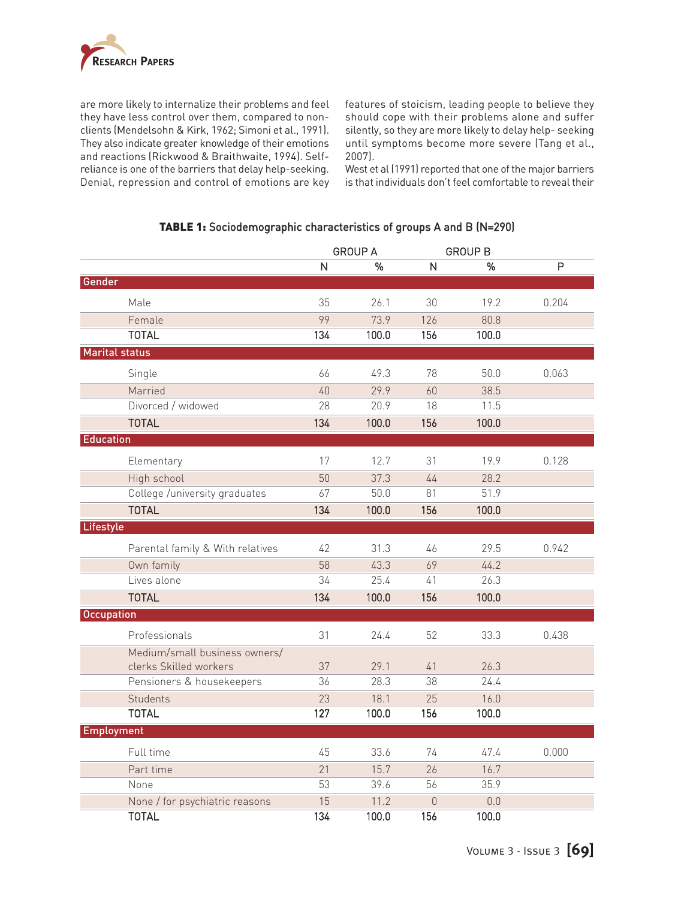are more likely to internalize their problems and feel they have less control over them, compared to non-clients (Mendelsohn & Kirk, 1962; Simoni et al., 1991). They also indicate greater knowledge of their emotions and reactions (Rickwood & Braithwaite, 1994). Self-reliance is one of the barriers that delay help-seeking. Denial, repression and control of emotions are key features of stoicism, leading people to believe they should cope with their problems alone and suffer silently, so they are more likely to delay help- seeking until symptoms become more severe (Tang et al., 2007).

West et al (1991) reported that one of the major barriers is that individuals don't feel comfortable to reveal their

**TABLE 1:** Sociodemographic characteristics of groups A and B (N=290)

| | GROUP A | | GROUP B | | |
|---|---|---|---|---|---|
| | N | % | N | % | P |
| **Gender** | | | | | |
| Male | 35 | 26.1 | 30 | 19.2 | 0.204 |
| Female | 99 | 73.9 | 126 | 80.8 | |
| TOTAL | 134 | 100.0 | 156 | 100.0 | |
| **Marital status** | | | | | |
| Single | 66 | 49.3 | 78 | 50.0 | 0.063 |
| Married | 40 | 29.9 | 60 | 38.5 | |
| Divorced / widowed | 28 | 20.9 | 18 | 11.5 | |
| TOTAL | 134 | 100.0 | 156 | 100.0 | |
| **Education** | | | | | |
| Elementary | 17 | 12.7 | 31 | 19.9 | 0.128 |
| High school | 50 | 37.3 | 44 | 28.2 | |
| College /university graduates | 67 | 50.0 | 81 | 51.9 | |
| TOTAL | 134 | 100.0 | 156 | 100.0 | |
| **Lifestyle** | | | | | |
| Parental family & With relatives | 42 | 31.3 | 46 | 29.5 | 0.942 |
| Own family | 58 | 43.3 | 69 | 44.2 | |
| Lives alone | 34 | 25.4 | 41 | 26.3 | |
| TOTAL | 134 | 100.0 | 156 | 100.0 | |
| **Occupation** | | | | | |
| Professionals | 31 | 24.4 | 52 | 33.3 | 0.438 |
| Medium/small business owners/ clerks Skilled workers | 37 | 29.1 | 41 | 26.3 | |
| Pensioners & housekeepers | 36 | 28.3 | 38 | 24.4 | |
| Students | 23 | 18.1 | 25 | 16.0 | |
| TOTAL | 127 | 100.0 | 156 | 100.0 | |
| **Employment** | | | | | |
| Full time | 45 | 33.6 | 74 | 47.4 | 0.000 |
| Part time | 21 | 15.7 | 26 | 16.7 | |
| None | 53 | 39.6 | 56 | 35.9 | |
| None / for psychiatric reasons | 15 | 11.2 | 0 | 0.0 | |
| TOTAL | 134 | 100.0 | 156 | 100.0 | |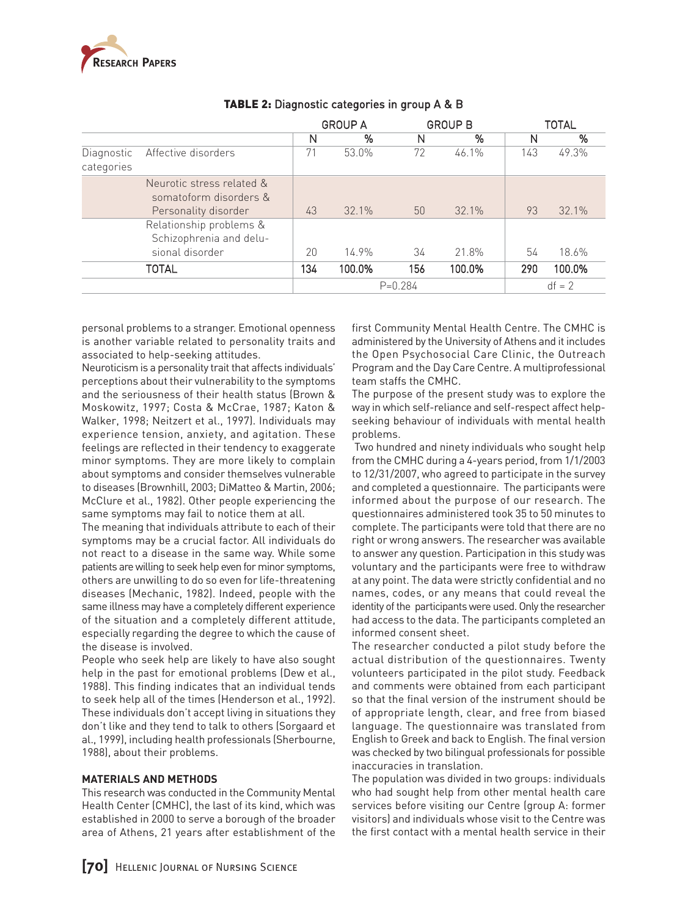**TABLE 2:** Diagnostic categories in group A & B

| | | GROUP A | | GROUP B | | TOTAL | |
|---|---|---|---|---|---|---|---|
| | | N | % | N | % | N | % |
| Diagnostic categories | Affective disorders | 71 | 53.0% | 72 | 46.1% | 143 | 49.3% |
| | Neurotic stress related & somatoform disorders & Personality disorder | 43 | 32.1% | 50 | 32.1% | 93 | 32.1% |
| | Relationship problems & Schizophrenia and delusional disorder | 20 | 14.9% | 34 | 21.8% | 54 | 18.6% |
| | TOTAL | 134 | 100.0% | 156 | 100.0% | 290 | 100.0% |
| | | P=0.284 | | | | df = 2 | |

personal problems to a stranger. Emotional openness is another variable related to personality traits and associated to help-seeking attitudes.

Neuroticism is a personality trait that affects individuals' perceptions about their vulnerability to the symptoms and the seriousness of their health status (Brown & Moskowitz, 1997; Costa & McCrae, 1987; Katon & Walker, 1998; Neitzert et al., 1997). Individuals may experience tension, anxiety, and agitation. These feelings are reflected in their tendency to exaggerate minor symptoms. They are more likely to complain about symptoms and consider themselves vulnerable to diseases (Brownhill, 2003; DiMatteo & Martin, 2006; McClure et al., 1982). Other people experiencing the same symptoms may fail to notice them at all.

The meaning that individuals attribute to each of their symptoms may be a crucial factor. All individuals do not react to a disease in the same way. While some patients are willing to seek help even for minor symptoms, others are unwilling to do so even for life-threatening diseases (Mechanic, 1982). Indeed, people with the same illness may have a completely different experience of the situation and a completely different attitude, especially regarding the degree to which the cause of the disease is involved.

People who seek help are likely to have also sought help in the past for emotional problems (Dew et al., 1988). This finding indicates that an individual tends to seek help all of the times (Henderson et al., 1992). These individuals don't accept living in situations they don't like and they tend to talk to others (Sorgaard et al., 1999), including health professionals (Sherbourne, 1988), about their problems.

## MATERIALS AND METHODS

This research was conducted in the Community Mental Health Center (CMHC), the last of its kind, which was established in 2000 to serve a borough of the broader area of Athens, 21 years after establishment of the first Community Mental Health Centre. The CMHC is administered by the University of Athens and it includes the Open Psychosocial Care Clinic, the Outreach Program and the Day Care Centre. A multiprofessional team staffs the CMHC.

The purpose of the present study was to explore the way in which self-reliance and self-respect affect help-seeking behaviour of individuals with mental health problems.

Two hundred and ninety individuals who sought help from the CMHC during a 4-years period, from 1/1/2003 to 12/31/2007, who agreed to participate in the survey and completed a questionnaire. The participants were informed about the purpose of our research. The questionnaires administered took 35 to 50 minutes to complete. The participants were told that there are no right or wrong answers. The researcher was available to answer any question. Participation in this study was voluntary and the participants were free to withdraw at any point. The data were strictly confidential and no names, codes, or any means that could reveal the identity of the participants were used. Only the researcher had access to the data. The participants completed an informed consent sheet.

The researcher conducted a pilot study before the actual distribution of the questionnaires. Twenty volunteers participated in the pilot study. Feedback and comments were obtained from each participant so that the final version of the instrument should be of appropriate length, clear, and free from biased language. The questionnaire was translated from English to Greek and back to English. The final version was checked by two bilingual professionals for possible inaccuracies in translation.

The population was divided in two groups: individuals who had sought help from other mental health care services before visiting our Centre (group A: former visitors) and individuals whose visit to the Centre was the first contact with a mental health service in their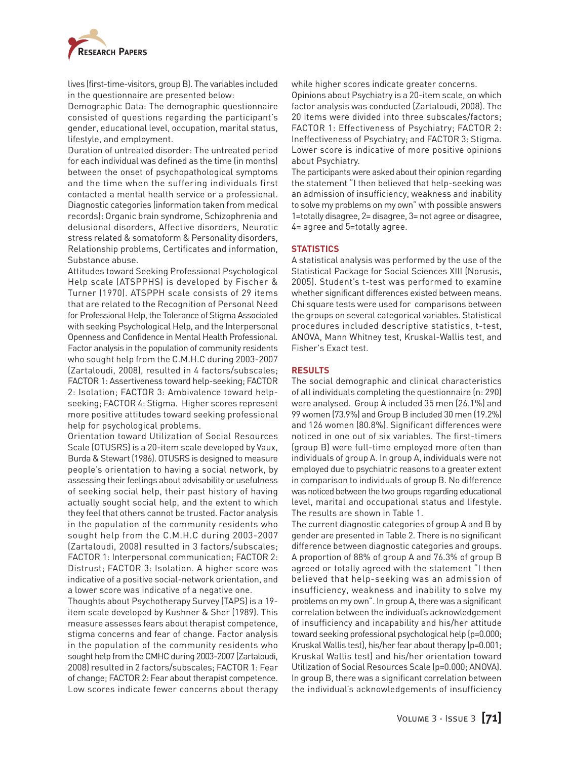lives (first-time-visitors, group B). The variables included in the questionnaire are presented below:

Demographic Data: The demographic questionnaire consisted of questions regarding the participant's gender, educational level, occupation, marital status, lifestyle, and employment.

Duration of untreated disorder: The untreated period for each individual was defined as the time (in months) between the onset of psychopathological symptoms and the time when the suffering individuals first contacted a mental health service or a professional.

Diagnostic categories (information taken from medical records): Organic brain syndrome, Schizophrenia and delusional disorders, Affective disorders, Neurotic stress related & somatoform & Personality disorders, Relationship problems, Certificates and information, Substance abuse.

Attitudes toward Seeking Professional Psychological Help scale (ATSPPHS) is developed by Fischer & Turner (1970). ATSPPH scale consists of 29 items that are related to the Recognition of Personal Need for Professional Help, the Tolerance of Stigma Associated with seeking Psychological Help, and the Interpersonal Openness and Confidence in Mental Health Professional. Factor analysis in the population of community residents who sought help from the C.M.H.C during 2003-2007 (Zartaloudi, 2008), resulted in 4 factors/subscales; FACTOR 1: Assertiveness toward help-seeking; FACTOR 2: Isolation; FACTOR 3: Ambivalence toward help-seeking; FACTOR 4: Stigma. Higher scores represent more positive attitudes toward seeking professional help for psychological problems.

Orientation toward Utilization of Social Resources Scale (OTUSRS) is a 20-item scale developed by Vaux, Burda & Stewart (1986). OTUSRS is designed to measure people's orientation to having a social network, by assessing their feelings about advisability or usefulness of seeking social help, their past history of having actually sought social help, and the extent to which they feel that others cannot be trusted. Factor analysis in the population of the community residents who sought help from the C.M.H.C during 2003-2007 (Zartaloudi, 2008) resulted in 3 factors/subscales; FACTOR 1: Interpersonal communication; FACTOR 2: Distrust; FACTOR 3: Isolation. A higher score was indicative of a positive social-network orientation, and a lower score was indicative of a negative one.

Thoughts about Psychotherapy Survey (TAPS) is a 19-item scale developed by Kushner & Sher (1989). This measure assesses fears about therapist competence, stigma concerns and fear of change. Factor analysis in the population of the community residents who sought help from the CMHC during 2003-2007 (Zartaloudi, 2008) resulted in 2 factors/subscales; FACTOR 1: Fear of change; FACTOR 2: Fear about therapist competence. Low scores indicate fewer concerns about therapy while higher scores indicate greater concerns.

Opinions about Psychiatry is a 20-item scale, on which factor analysis was conducted (Zartaloudi, 2008). The 20 items were divided into three subscales/factors; FACTOR 1: Effectiveness of Psychiatry; FACTOR 2: Ineffectiveness of Psychiatry; and FACTOR 3: Stigma. Lower score is indicative of more positive opinions about Psychiatry.

The participants were asked about their opinion regarding the statement "I then believed that help-seeking was an admission of insufficiency, weakness and inability to solve my problems on my own" with possible answers 1=totally disagree, 2= disagree, 3= not agree or disagree, 4= agree and 5=totally agree.

## STATISTICS

A statistical analysis was performed by the use of the Statistical Package for Social Sciences XIII (Norusis, 2005). Student's t-test was performed to examine whether significant differences existed between means. Chi square tests were used for comparisons between the groups on several categorical variables. Statistical procedures included descriptive statistics, t-test, ANOVA, Mann Whitney test, Kruskal-Wallis test, and Fisher's Exact test.

## RESULTS

The social demographic and clinical characteristics of all individuals completing the questionnaire (n: 290) were analysed. Group A included 35 men (26.1%) and 99 women (73.9%) and Group B included 30 men (19.2%) and 126 women (80.8%). Significant differences were noticed in one out of six variables. The first-timers (group B) were full-time employed more often than individuals of group A. In group A, individuals were not employed due to psychiatric reasons to a greater extent in comparison to individuals of group B. No difference was noticed between the two groups regarding educational level, marital and occupational status and lifestyle. The results are shown in Table 1.

The current diagnostic categories of group A and B by gender are presented in Table 2. There is no significant difference between diagnostic categories and groups. A proportion of 88% of group A and 76.3% of group B agreed or totally agreed with the statement "I then believed that help-seeking was an admission of insufficiency, weakness and inability to solve my problems on my own". In group A, there was a significant correlation between the individual's acknowledgement of insufficiency and incapability and his/her attitude toward seeking professional psychological help ($p=0.000$; Kruskal Wallis test), his/her fear about therapy ($p=0.001$; Kruskal Wallis test) and his/her orientation toward Utilization of Social Resources Scale ($p=0.000$; ANOVA). In group B, there was a significant correlation between the individual's acknowledgements of insufficiency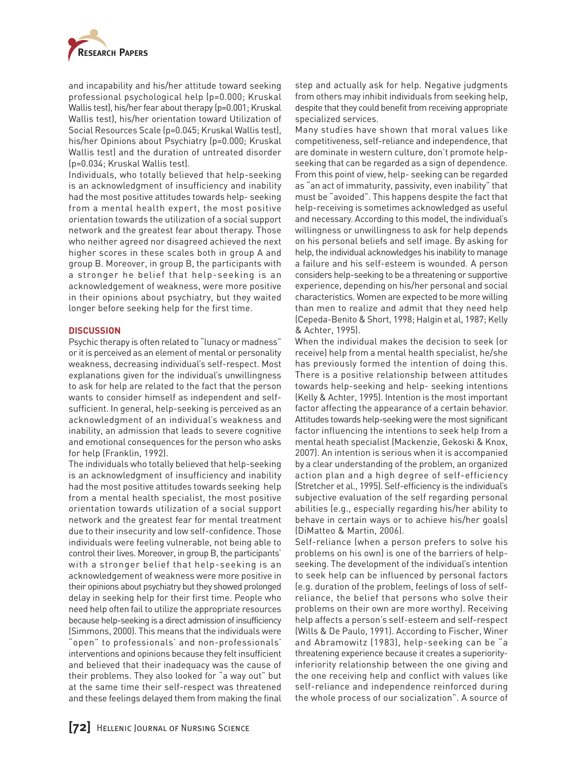and incapability and his/her attitude toward seeking professional psychological help (p=0.000; Kruskal Wallis test), his/her fear about therapy (p=0.001; Kruskal Wallis test), his/her orientation toward Utilization of Social Resources Scale (p=0.045; Kruskal Wallis test), his/her Opinions about Psychiatry (p=0.000; Kruskal Wallis test) and the duration of untreated disorder (p=0.034; Kruskal Wallis test).

Individuals, who totally believed that help-seeking is an acknowledgment of insufficiency and inability had the most positive attitudes towards help- seeking from a mental health expert, the most positive orientation towards the utilization of a social support network and the greatest fear about therapy. Those who neither agreed nor disagreed achieved the next higher scores in these scales both in group A and group B. Moreover, in group B, the participants with a stronger he belief that help-seeking is an acknowledgement of weakness, were more positive in their opinions about psychiatry, but they waited longer before seeking help for the first time.

## DISCUSSION

Psychic therapy is often related to "lunacy or madness" or it is perceived as an element of mental or personality weakness, decreasing individual's self-respect. Most explanations given for the individual's unwillingness to ask for help are related to the fact that the person wants to consider himself as independent and self-sufficient. In general, help-seeking is perceived as an acknowledgment of an individual's weakness and inability, an admission that leads to severe cognitive and emotional consequences for the person who asks for help (Franklin, 1992).

The individuals who totally believed that help-seeking is an acknowledgment of insufficiency and inability had the most positive attitudes towards seeking help from a mental health specialist, the most positive orientation towards utilization of a social support network and the greatest fear for mental treatment due to their insecurity and low self-confidence. Those individuals were feeling vulnerable, not being able to control their lives. Moreover, in group B, the participants' with a stronger belief that help-seeking is an acknowledgement of weakness were more positive in their opinions about psychiatry but they showed prolonged delay in seeking help for their first time. People who need help often fail to utilize the appropriate resources because help-seeking is a direct admission of insufficiency (Simmons, 2000). This means that the individuals were "open" to professionals' and non-professionals' interventions and opinions because they felt insufficient and believed that their inadequacy was the cause of their problems. They also looked for "a way out" but at the same time their self-respect was threatened and these feelings delayed them from making the final step and actually ask for help. Negative judgments from others may inhibit individuals from seeking help, despite that they could benefit from receiving appropriate specialized services.

Many studies have shown that moral values like competitiveness, self-reliance and independence, that are dominate in western culture, don't promote help-seeking that can be regarded as a sign of dependence. From this point of view, help- seeking can be regarded as "an act of immaturity, passivity, even inability" that must be "avoided". This happens despite the fact that help-receiving is sometimes acknowledged as useful and necessary. According to this model, the individual's willingness or unwillingness to ask for help depends on his personal beliefs and self image. By asking for help, the individual acknowledges his inability to manage a failure and his self-esteem is wounded. A person considers help-seeking to be a threatening or supportive experience, depending on his/her personal and social characteristics. Women are expected to be more willing than men to realize and admit that they need help (Cepeda-Benito & Short, 1998; Halgin et al, 1987; Kelly & Achter, 1995).

When the individual makes the decision to seek (or receive) help from a mental health specialist, he/she has previously formed the intention of doing this. There is a positive relationship between attitudes towards help-seeking and help- seeking intentions (Kelly & Achter, 1995). Intention is the most important factor affecting the appearance of a certain behavior. Attitudes towards help-seeking were the most significant factor influencing the intentions to seek help from a mental heath specialist (Mackenzie, Gekoski & Knox, 2007). An intention is serious when it is accompanied by a clear understanding of the problem, an organized action plan and a high degree of self-efficiency (Stretcher et al., 1995). Self-efficiency is the individual's subjective evaluation of the self regarding personal abilities (e.g., especially regarding his/her ability to behave in certain ways or to achieve his/her goals) (DiMatteo & Martin, 2006).

Self-reliance (when a person prefers to solve his problems on his own) is one of the barriers of help-seeking. The development of the individual's intention to seek help can be influenced by personal factors (e.g. duration of the problem, feelings of loss of self-reliance, the belief that persons who solve their problems on their own are more worthy). Receiving help affects a person's self-esteem and self-respect (Wills & De Paulo, 1991). According to Fischer, Winer and Abramowitz (1983), help-seeking can be "a threatening experience because it creates a superiority-inferiority relationship between the one giving and the one receiving help and conflict with values like self-reliance and independence reinforced during the whole process of our socialization". A source of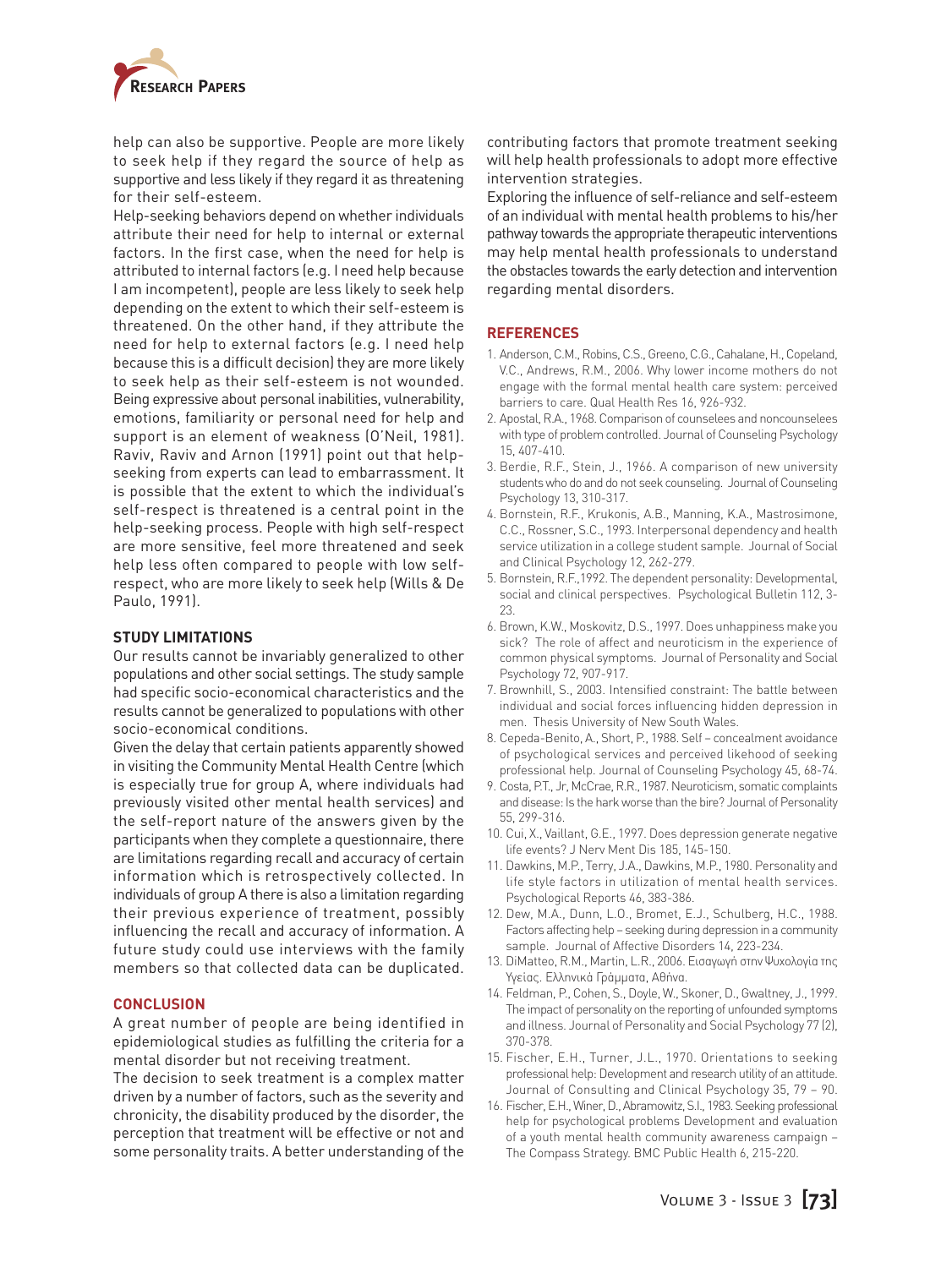help can also be supportive. People are more likely to seek help if they regard the source of help as supportive and less likely if they regard it as threatening for their self-esteem.

Help-seeking behaviors depend on whether individuals attribute their need for help to internal or external factors. In the first case, when the need for help is attributed to internal factors (e.g. I need help because I am incompetent), people are less likely to seek help depending on the extent to which their self-esteem is threatened. On the other hand, if they attribute the need for help to external factors (e.g. I need help because this is a difficult decision) they are more likely to seek help as their self-esteem is not wounded. Being expressive about personal inabilities, vulnerability, emotions, familiarity or personal need for help and support is an element of weakness (O'Neil, 1981). Raviv, Raviv and Arnon (1991) point out that help-seeking from experts can lead to embarrassment. It is possible that the extent to which the individual's self-respect is threatened is a central point in the help-seeking process. People with high self-respect are more sensitive, feel more threatened and seek help less often compared to people with low self-respect, who are more likely to seek help (Wills & De Paulo, 1991).

## STUDY LIMITATIONS

Our results cannot be invariably generalized to other populations and other social settings. The study sample had specific socio-economical characteristics and the results cannot be generalized to populations with other socio-economical conditions.

Given the delay that certain patients apparently showed in visiting the Community Mental Health Centre (which is especially true for group A, where individuals had previously visited other mental health services) and the self-report nature of the answers given by the participants when they complete a questionnaire, there are limitations regarding recall and accuracy of certain information which is retrospectively collected. In individuals of group A there is also a limitation regarding their previous experience of treatment, possibly influencing the recall and accuracy of information. A future study could use interviews with the family members so that collected data can be duplicated.

## CONCLUSION

A great number of people are being identified in epidemiological studies as fulfilling the criteria for a mental disorder but not receiving treatment.

The decision to seek treatment is a complex matter driven by a number of factors, such as the severity and chronicity, the disability produced by the disorder, the perception that treatment will be effective or not and some personality traits. A better understanding of the contributing factors that promote treatment seeking will help health professionals to adopt more effective intervention strategies.

Exploring the influence of self-reliance and self-esteem of an individual with mental health problems to his/her pathway towards the appropriate therapeutic interventions may help mental health professionals to understand the obstacles towards the early detection and intervention regarding mental disorders.

## REFERENCES

1. Anderson, C.M., Robins, C.S., Greeno, C.G., Cahalane, H., Copeland, V.C., Andrews, R.M., 2006. Why lower income mothers do not engage with the formal mental health care system: perceived barriers to care. Qual Health Res 16, 926-932.
2. Apostal, R.A., 1968. Comparison of counselees and noncounselees with type of problem controlled. Journal of Counseling Psychology 15, 407-410.
3. Berdie, R.F., Stein, J., 1966. A comparison of new university students who do and do not seek counseling. Journal of Counseling Psychology 13, 310-317.
4. Bornstein, R.F., Krukonis, A.B., Manning, K.A., Mastrosimone, C.C., Rossner, S.C., 1993. Interpersonal dependency and health service utilization in a college student sample. Journal of Social and Clinical Psychology 12, 262-279.
5. Bornstein, R.F.,1992. The dependent personality: Developmental, social and clinical perspectives. Psychological Bulletin 112, 3-23.
6. Brown, K.W., Moskovitz, D.S., 1997. Does unhappiness make you sick? The role of affect and neuroticism in the experience of common physical symptoms. Journal of Personality and Social Psychology 72, 907-917.
7. Brownhill, S., 2003. Intensified constraint: The battle between individual and social forces influencing hidden depression in men. Thesis University of New South Wales.
8. Cepeda-Benito, A., Short, P., 1988. Self – concealment avoidance of psychological services and perceived likehood of seeking professional help. Journal of Counseling Psychology 45, 68-74.
9. Costa, P.T., Jr, McCrae, R.R., 1987. Neuroticism, somatic complaints and disease: Is the hark worse than the bire? Journal of Personality 55, 299-316.
10. Cui, X., Vaillant, G.E., 1997. Does depression generate negative life events? J Nerv Ment Dis 185, 145-150.
11. Dawkins, M.P., Terry, J.A., Dawkins, M.P., 1980. Personality and life style factors in utilization of mental health services. Psychological Reports 46, 383-386.
12. Dew, M.A., Dunn, L.O., Bromet, E.J., Schulberg, H.C., 1988. Factors affecting help – seeking during depression in a community sample. Journal of Affective Disorders 14, 223-234.
13. DiMatteo, R.M., Martin, L.R., 2006. Εισαγωγή στην Ψυχολογία της Υγείας. Ελληνικά Γράμματα, Αθήνα.
14. Feldman, P., Cohen, S., Doyle, W., Skoner, D., Gwaltney, J., 1999. The impact of personality on the reporting of unfounded symptoms and illness. Journal of Personality and Social Psychology 77 (2), 370-378.
15. Fischer, E.H., Turner, J.L., 1970. Orientations to seeking professional help: Development and research utility of an attitude. Journal of Consulting and Clinical Psychology 35, 79 – 90.
16. Fischer, E.H., Winer, D., Abramowitz, S.I., 1983. Seeking professional help for psychological problems Development and evaluation of a youth mental health community awareness campaign – The Compass Strategy. BMC Public Health 6, 215-220.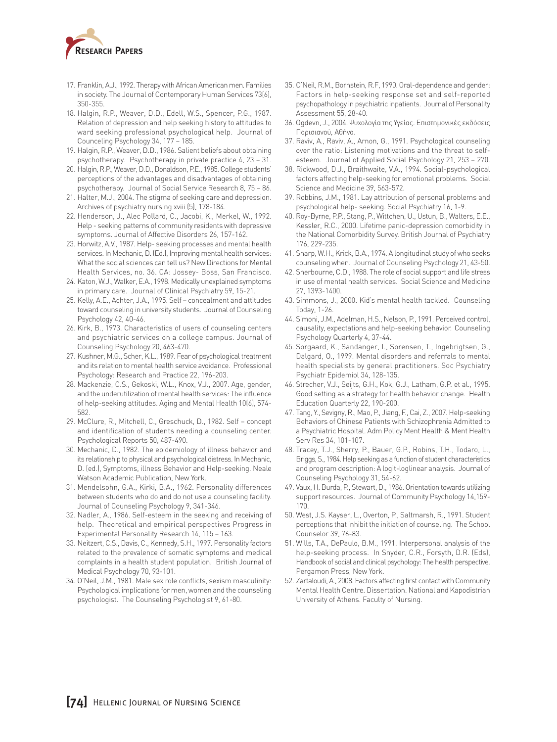17. Franklin, A.J., 1992. Therapy with African American men. Families in society. The Journal of Contemporary Human Services 73(6), 350-355.
18. Halgin, R.P., Weaver, D.D., Edell, W.S., Spencer, P.G., 1987. Relation of depression and help seeking history to attitudes to ward seeking professional psychological help. Journal of Counceling Psychology 34, 177 – 185.
19. Halgin, R.P., Weaver, D.D., 1986. Salient beliefs about obtaining psychotherapy. Psychotherapy in private practice 4, 23 – 31.
20. Halgin, R.P., Weaver, D.D., Donaldson, P.E., 1985. College students' perceptions of the advantages and disadvantages of obtaining psychotherapy. Journal of Social Service Research 8, 75 – 86.
21. Halter, M.J., 2004. The stigma of seeking care and depression. Archives of psychiatry nursing xviii (5), 178-184.
22. Henderson, J., Alec Pollard, C., Jacobi, K., Merkel, W., 1992. Help - seeking patterns of community residents with depressive symptoms. Journal of Affective Disorders 26, 157-162.
23. Horwitz, A.V., 1987. Help- seeking processes and mental health services. In Mechanic, D. (Ed.), Improving mental health services: What the social sciences can tell us? New Directions for Mental Health Services, no. 36. CA: Jossey- Boss, San Francisco.
24. Katon, W.J., Walker, E.A., 1998. Medically unexplained symptoms in primary care. Journal of Clinical Psychiatry 59, 15-21.
25. Kelly, A.E., Achter, J.A., 1995. Self – concealment and attitudes toward counseling in university students. Journal of Counseling Psychology 42, 40-46.
26. Kirk, B., 1973. Characteristics of users of counseling centers and psychiatric services on a college campus. Journal of Counseling Psychology 20, 463-470.
27. Kushner, M.G., Scher, K.L., 1989. Fear of psychological treatment and its relation to mental health service avoidance. Professional Psychology: Research and Practice 22, 196-203.
28. Mackenzie, C.S., Gekoski, W.L., Knox, V.J., 2007. Age, gender, and the underutilization of mental health services: The influence of help-seeking attitudes. Aging and Mental Health 10(6), 574-582.
29. McClure, R., Mitchell, C., Greschuck, D., 1982. Self – concept and identification of students needing a counseling center. Psychological Reports 50, 487-490.
30. Mechanic, D., 1982. The epidemiology of illness behavior and its relationship to physical and psychological distress. In Mechanic, D. (ed.), Symptoms, illness Behavior and Help-seeking. Neale Watson Academic Publication, New York.
31. Mendelsohn, G.A., Kirki, B.A., 1962. Personality differences between students who do and do not use a counseling facility. Journal of Counseling Psychology 9, 341-346.
32. Nadler, A., 1986. Self-esteem in the seeking and receiving of help. Theoretical and empirical perspectives Progress in Experimental Personality Research 14, 115 – 163.
33. Neitzert, C.S., Davis, C., Kennedy, S.H., 1997. Personality factors related to the prevalence of somatic symptoms and medical complaints in a health student population. British Journal of Medical Psychology 70, 93-101.
34. O'Neil, J.M., 1981. Male sex role conflicts, sexism masculinity: Psychological implications for men, women and the counseling psychologist. The Counseling Psychologist 9, 61-80.
35. O'Neil, R.M., Bornstein, R.F, 1990. Oral-dependence and gender: Factors in help-seeking response set and self-reported psychopathology in psychiatric inpatients. Journal of Personality Assessment 55, 28-40.
36. Ogdevn, J., 2004. Ψυχολογία της Υγείας. Επιστημονικές εκδόσεις Παρισιανού, Αθήνα.
37. Raviv, A., Raviv, A., Arnon, G., 1991. Psychological counseling over the ratio: Listening motivations and the threat to self-esteem. Journal of Applied Social Psychology 21, 253 – 270.
38. Rickwood, D.J., Braithwaite, V.A., 1994. Social-psychological factors affecting help-seeking for emotional problems. Social Science and Medicine 39, 563-572.
39. Robbins, J.M., 1981. Lay attribution of personal problems and psychological help- seeking. Social Psychiatry 16, 1-9.
40. Roy-Byrne, P.P., Stang, P., Wittchen, U., Ustun, B., Walters, E.E., Kessler, R.C., 2000. Lifetime panic-depression comorbidity in the National Comorbidity Survey. British Journal of Psychiatry 176, 229-235.
41. Sharp, W.H., Krick, B.A., 1974. A longitudinal study of who seeks counseling when. Journal of Counseling Psychology 21, 43-50.
42. Sherbourne, C.D., 1988. The role of social support and life stress in use of mental health services. Social Science and Medicine 27, 1393-1400.
43. Simmons, J., 2000. Kid's mental health tackled. Counseling Today, 1-26.
44. Simoni, J.M., Adelman, H.S., Nelson, P., 1991. Perceived control, causality, expectations and help-seeking behavior. Counseling Psychology Quarterly 4, 37-44.
45. Sorgaard, K., Sandanger, I., Sorensen, T., Ingebrigtsen, G., Dalgard, O., 1999. Mental disorders and referrals to mental health specialists by general practitioners. Soc Psychiatry Psychiatr Epidemiol 34, 128-135.
46. Strecher, V.J., Seijts, G.H., Kok, G.J., Latham, G.P. et al., 1995. Good setting as a strategy for health behavior change. Health Education Quarterly 22, 190-200.
47. Tang, Y., Sevigny, R., Mao, P., Jiang, F., Cai, Z., 2007. Help-seeking Behaviors of Chinese Patients with Schizophrenia Admitted to a Psychiatric Hospital. Adm Policy Ment Health & Ment Health Serv Res 34, 101-107.
48. Tracey, T.J., Sherry, P., Bauer, G.P., Robins, T.H., Todaro, L., Briggs, S., 1984. Help seeking as a function of student characteristics and program description: A logit-loglinear analysis. Journal of Counseling Psychology 31, 54-62.
49. Vaux, H. Burda, P., Stewart, D., 1986. Orientation towards utilizing support resources. Journal of Community Psychology 14,159-170.
50. West, J.S. Kayser, L., Overton, P., Saltmarsh, R., 1991. Student perceptions that inhibit the initiation of counseling. The School Counselor 39, 76-83.
51. Wills, T.A., DePaulo, B.M., 1991. Interpersonal analysis of the help-seeking process. In Snyder, C.R., Forsyth, D.R. (Eds), Handbook of social and clinical psychology: The health perspective. Pergamon Press, New York.
52. Zartaloudi, A., 2008. Factors affecting first contact with Community Mental Health Centre. Dissertation. National and Kapodistrian University of Athens. Faculty of Nursing.